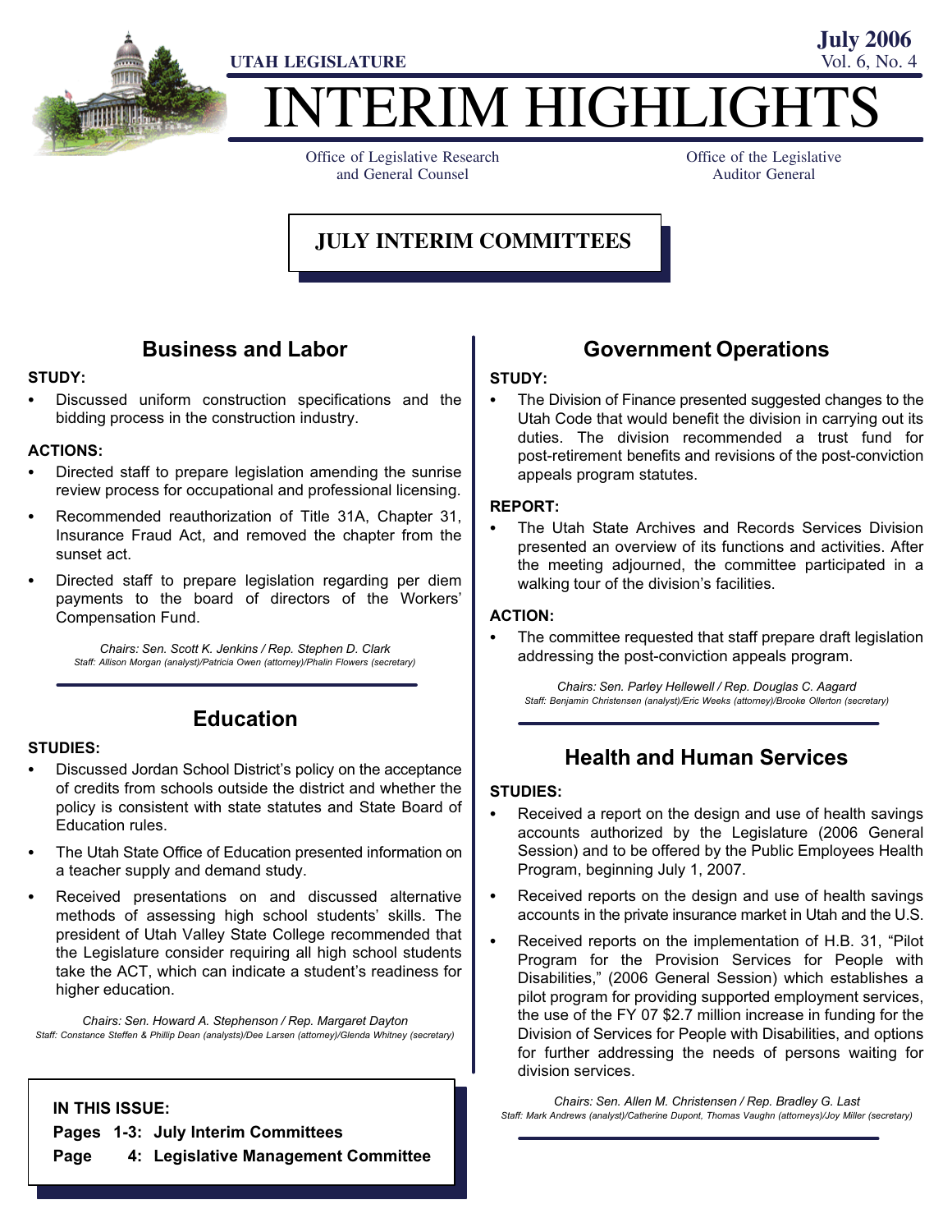UTAH LEGISLATURE

July 2006
Vol. 6, No. 4

# INTERIM HIGHLIGHTS

Office of Legislative Research and General Counsel

Office of the Legislative Auditor General

## JULY INTERIM COMMITTEES

### Business and Labor

**STUDY:**

- Discussed uniform construction specifications and the bidding process in the construction industry.

**ACTIONS:**

- Directed staff to prepare legislation amending the sunrise review process for occupational and professional licensing.
- Recommended reauthorization of Title 31A, Chapter 31, Insurance Fraud Act, and removed the chapter from the sunset act.
- Directed staff to prepare legislation regarding per diem payments to the board of directors of the Workers' Compensation Fund.

*Chairs: Sen. Scott K. Jenkins / Rep. Stephen D. Clark*
*Staff: Allison Morgan (analyst)/Patricia Owen (attorney)/Phalin Flowers (secretary)*

### Education

**STUDIES:**

- Discussed Jordan School District's policy on the acceptance of credits from schools outside the district and whether the policy is consistent with state statutes and State Board of Education rules.
- The Utah State Office of Education presented information on a teacher supply and demand study.
- Received presentations on and discussed alternative methods of assessing high school students' skills. The president of Utah Valley State College recommended that the Legislature consider requiring all high school students take the ACT, which can indicate a student's readiness for higher education.

*Chairs: Sen. Howard A. Stephenson / Rep. Margaret Dayton*
*Staff: Constance Steffen & Phillip Dean (analysts)/Dee Larsen (attorney)/Glenda Whitney (secretary)*

**IN THIS ISSUE:**

**Pages 1-3: July Interim Committees**

**Page 4: Legislative Management Committee**

### Government Operations

**STUDY:**

- The Division of Finance presented suggested changes to the Utah Code that would benefit the division in carrying out its duties. The division recommended a trust fund for post-retirement benefits and revisions of the post-conviction appeals program statutes.

**REPORT:**

- The Utah State Archives and Records Services Division presented an overview of its functions and activities. After the meeting adjourned, the committee participated in a walking tour of the division's facilities.

**ACTION:**

- The committee requested that staff prepare draft legislation addressing the post-conviction appeals program.

*Chairs: Sen. Parley Hellewell / Rep. Douglas C. Aagard*
*Staff: Benjamin Christensen (analyst)/Eric Weeks (attorney)/Brooke Ollerton (secretary)*

### Health and Human Services

**STUDIES:**

- Received a report on the design and use of health savings accounts authorized by the Legislature (2006 General Session) and to be offered by the Public Employees Health Program, beginning July 1, 2007.
- Received reports on the design and use of health savings accounts in the private insurance market in Utah and the U.S.
- Received reports on the implementation of H.B. 31, "Pilot Program for the Provision Services for People with Disabilities," (2006 General Session) which establishes a pilot program for providing supported employment services, the use of the FY 07 $2.7 million increase in funding for the Division of Services for People with Disabilities, and options for further addressing the needs of persons waiting for division services.

*Chairs: Sen. Allen M. Christensen / Rep. Bradley G. Last*
*Staff: Mark Andrews (analyst)/Catherine Dupont, Thomas Vaughn (attorneys)/Joy Miller (secretary)*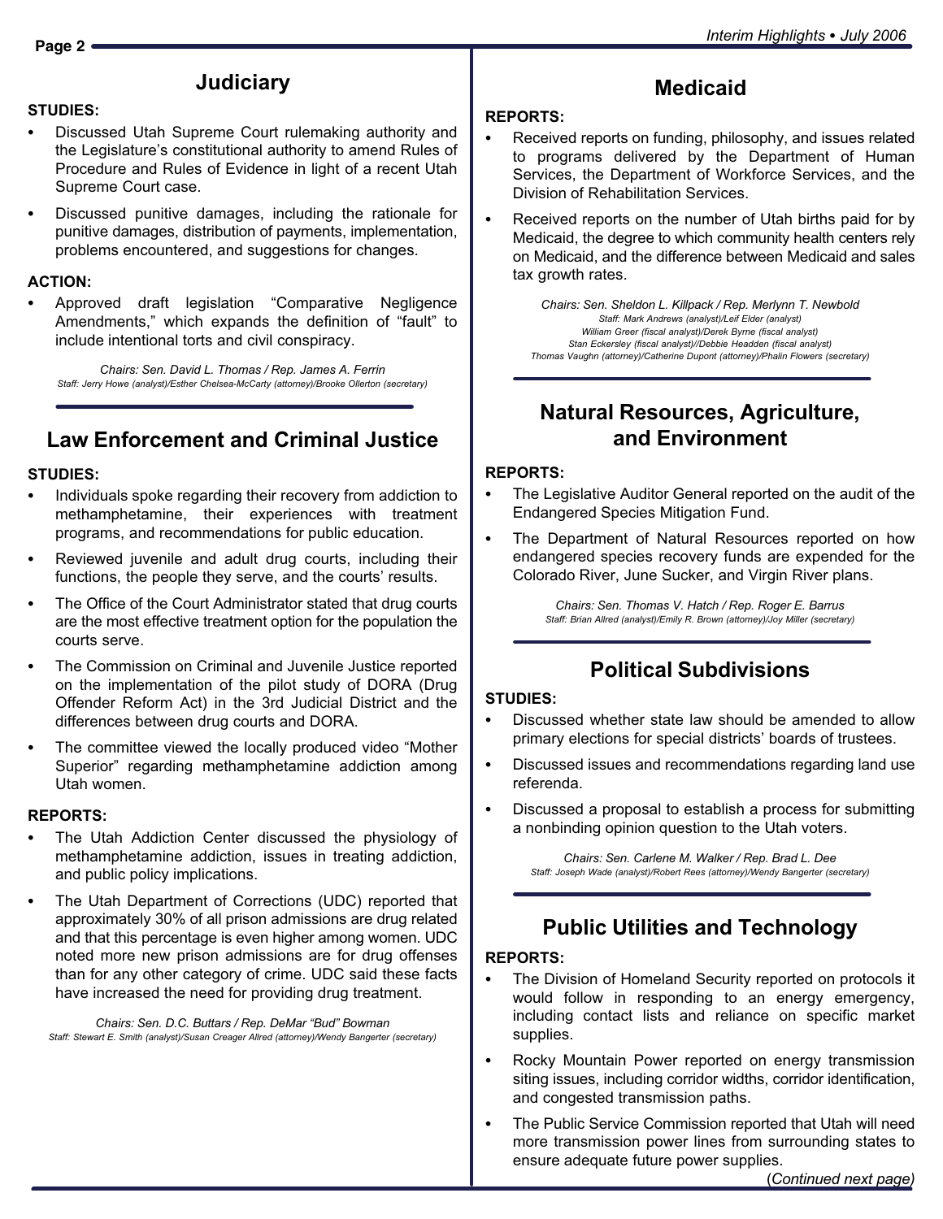## Judiciary

**STUDIES:**

- Discussed Utah Supreme Court rulemaking authority and the Legislature's constitutional authority to amend Rules of Procedure and Rules of Evidence in light of a recent Utah Supreme Court case.
- Discussed punitive damages, including the rationale for punitive damages, distribution of payments, implementation, problems encountered, and suggestions for changes.

**ACTION:**

- Approved draft legislation "Comparative Negligence Amendments," which expands the definition of "fault" to include intentional torts and civil conspiracy.

*Chairs: Sen. David L. Thomas / Rep. James A. Ferrin*
*Staff: Jerry Howe (analyst)/Esther Chelsea-McCarty (attorney)/Brooke Ollerton (secretary)*

## Law Enforcement and Criminal Justice

**STUDIES:**

- Individuals spoke regarding their recovery from addiction to methamphetamine, their experiences with treatment programs, and recommendations for public education.
- Reviewed juvenile and adult drug courts, including their functions, the people they serve, and the courts' results.
- The Office of the Court Administrator stated that drug courts are the most effective treatment option for the population the courts serve.
- The Commission on Criminal and Juvenile Justice reported on the implementation of the pilot study of DORA (Drug Offender Reform Act) in the 3rd Judicial District and the differences between drug courts and DORA.
- The committee viewed the locally produced video "Mother Superior" regarding methamphetamine addiction among Utah women.

**REPORTS:**

- The Utah Addiction Center discussed the physiology of methamphetamine addiction, issues in treating addiction, and public policy implications.
- The Utah Department of Corrections (UDC) reported that approximately 30% of all prison admissions are drug related and that this percentage is even higher among women. UDC noted more new prison admissions are for drug offenses than for any other category of crime. UDC said these facts have increased the need for providing drug treatment.

*Chairs: Sen. D.C. Buttars / Rep. DeMar "Bud" Bowman*
*Staff: Stewart E. Smith (analyst)/Susan Creager Allred (attorney)/Wendy Bangerter (secretary)*

## Medicaid

**REPORTS:**

- Received reports on funding, philosophy, and issues related to programs delivered by the Department of Human Services, the Department of Workforce Services, and the Division of Rehabilitation Services.
- Received reports on the number of Utah births paid for by Medicaid, the degree to which community health centers rely on Medicaid, and the difference between Medicaid and sales tax growth rates.

*Chairs: Sen. Sheldon L. Killpack / Rep. Merlynn T. Newbold*
*Staff: Mark Andrews (analyst)/Leif Elder (analyst)*
*William Greer (fiscal analyst)/Derek Byrne (fiscal analyst)*
*Stan Eckersley (fiscal analyst)//Debbie Headden (fiscal analyst)*
*Thomas Vaughn (attorney)/Catherine Dupont (attorney)/Phalin Flowers (secretary)*

## Natural Resources, Agriculture, and Environment

**REPORTS:**

- The Legislative Auditor General reported on the audit of the Endangered Species Mitigation Fund.
- The Department of Natural Resources reported on how endangered species recovery funds are expended for the Colorado River, June Sucker, and Virgin River plans.

*Chairs: Sen. Thomas V. Hatch / Rep. Roger E. Barrus*
*Staff: Brian Allred (analyst)/Emily R. Brown (attorney)/Joy Miller (secretary)*

## Political Subdivisions

**STUDIES:**

- Discussed whether state law should be amended to allow primary elections for special districts' boards of trustees.
- Discussed issues and recommendations regarding land use referenda.
- Discussed a proposal to establish a process for submitting a nonbinding opinion question to the Utah voters.

*Chairs: Sen. Carlene M. Walker / Rep. Brad L. Dee*
*Staff: Joseph Wade (analyst)/Robert Rees (attorney)/Wendy Bangerter (secretary)*

## Public Utilities and Technology

**REPORTS:**

- The Division of Homeland Security reported on protocols it would follow in responding to an energy emergency, including contact lists and reliance on specific market supplies.
- Rocky Mountain Power reported on energy transmission siting issues, including corridor widths, corridor identification, and congested transmission paths.
- The Public Service Commission reported that Utah will need more transmission power lines from surrounding states to ensure adequate future power supplies.

(*Continued next page)*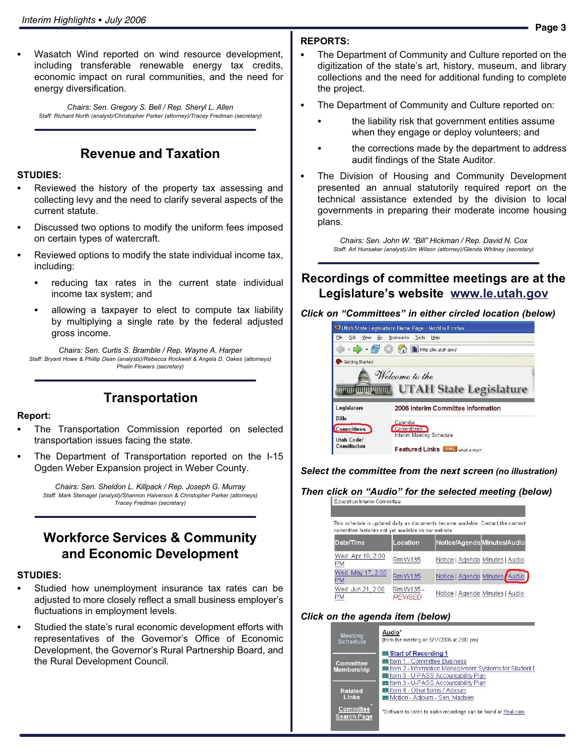- Wasatch Wind reported on wind resource development, including transferable renewable energy tax credits, economic impact on rural communities, and the need for energy diversification.

*Chairs: Sen. Gregory S. Bell / Rep. Sheryl L. Allen*
*Staff: Richard North (analyst)/Christopher Parker (attorney)/Tracey Fredman (secretary)*

## Revenue and Taxation

**STUDIES:**

- Reviewed the history of the property tax assessing and collecting levy and the need to clarify several aspects of the current statute.
- Discussed two options to modify the uniform fees imposed on certain types of watercraft.
- Reviewed options to modify the state individual income tax, including:
  - reducing tax rates in the current state individual income tax system; and
  - allowing a taxpayer to elect to compute tax liability by multiplying a single rate by the federal adjusted gross income.

*Chairs: Sen. Curtis S. Bramble / Rep. Wayne A. Harper*
*Staff: Bryant Howe & Phillip Dean (analysts)/Rebecca Rockwell & Angela D. Oakes (attorneys) Phalin Flowers (secretary)*

## Transportation

**Report:**

- The Transportation Commission reported on selected transportation issues facing the state.
- The Department of Transportation reported on the I-15 Ogden Weber Expansion project in Weber County.

*Chairs: Sen. Sheldon L. Killpack / Rep. Joseph G. Murray*
*Staff: Mark Steinagel (analyst)/Shannon Halverson & Christopher Parker (attorneys) Tracey Fredman (secretary)*

## Workforce Services & Community and Economic Development

**STUDIES:**

- Studied how unemployment insurance tax rates can be adjusted to more closely reflect a small business employer's fluctuations in employment levels.
- Studied the state's rural economic development efforts with representatives of the Governor's Office of Economic Development, the Governor's Rural Partnership Board, and the Rural Development Council.

**REPORTS:**

- The Department of Community and Culture reported on the digitization of the state's art, history, museum, and library collections and the need for additional funding to complete the project.
- The Department of Community and Culture reported on:
  - the liability risk that government entities assume when they engage or deploy volunteers; and
  - the corrections made by the department to address audit findings of the State Auditor.
- The Division of Housing and Community Development presented an annual statutorily required report on the technical assistance extended by the division to local governments in preparing their moderate income housing plans.

*Chairs: Sen. John W. "Bill" Hickman / Rep. David N. Cox*
*Staff: Art Hunsaker (analyst)/Jim Wilson (attorney)/Glenda Whitney (secretary)*

## Recordings of committee meetings are at the Legislature's website www.le.utah.gov

***Click on "Committees" in either circled location (below)***

***Select the committee from the next screen** (no illustration)*

***Then click on "Audio" for the selected meeting (below)***

***Click on the agenda item (below)***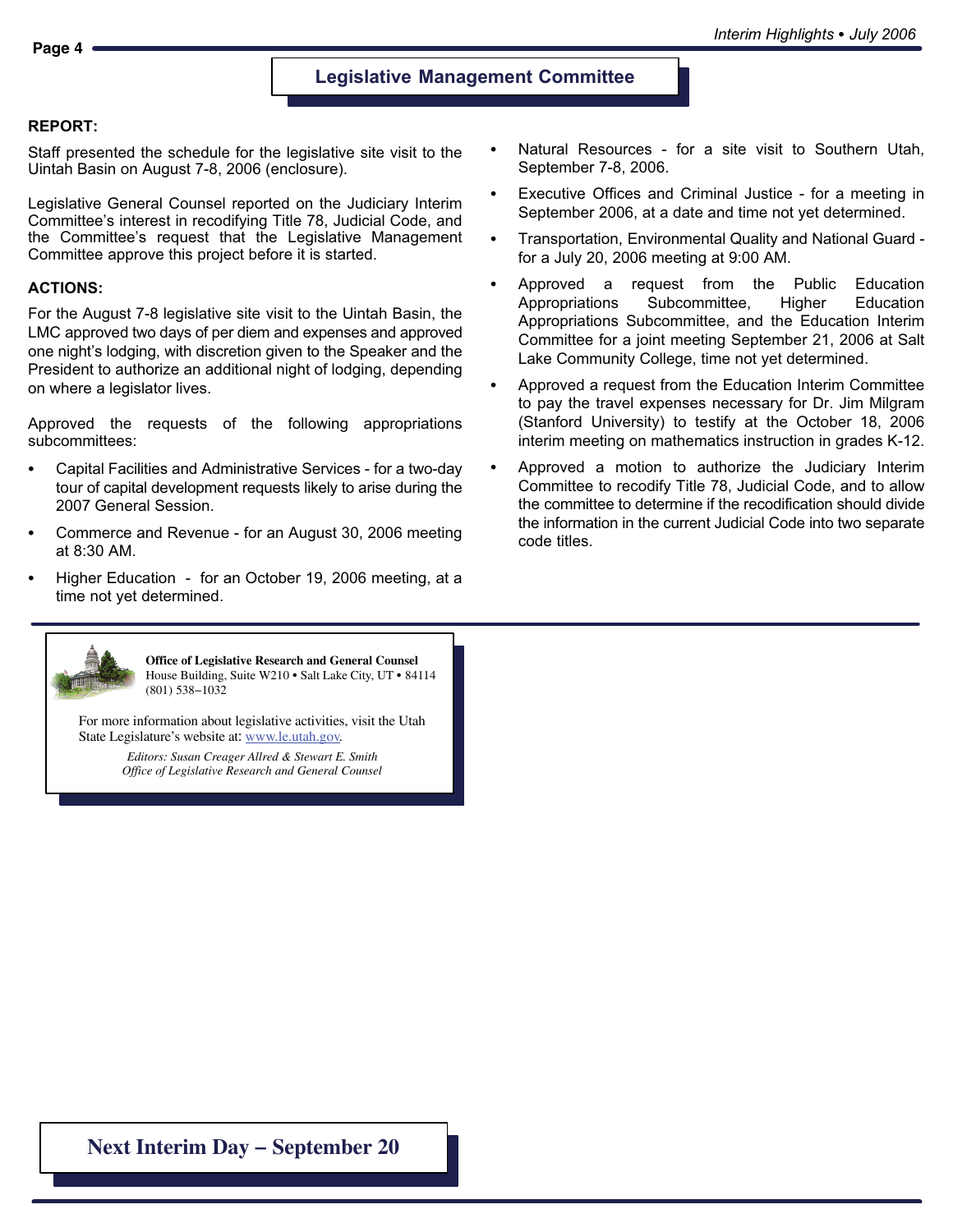## Legislative Management Committee

**REPORT:**

Staff presented the schedule for the legislative site visit to the Uintah Basin on August 7-8, 2006 (enclosure).

Legislative General Counsel reported on the Judiciary Interim Committee's interest in recodifying Title 78, Judicial Code, and the Committee's request that the Legislative Management Committee approve this project before it is started.

**ACTIONS:**

For the August 7-8 legislative site visit to the Uintah Basin, the LMC approved two days of per diem and expenses and approved one night's lodging, with discretion given to the Speaker and the President to authorize an additional night of lodging, depending on where a legislator lives.

Approved the requests of the following appropriations subcommittees:

- Capital Facilities and Administrative Services - for a two-day tour of capital development requests likely to arise during the 2007 General Session.
- Commerce and Revenue - for an August 30, 2006 meeting at 8:30 AM.
- Higher Education - for an October 19, 2006 meeting, at a time not yet determined.
- Natural Resources - for a site visit to Southern Utah, September 7-8, 2006.
- Executive Offices and Criminal Justice - for a meeting in September 2006, at a date and time not yet determined.
- Transportation, Environmental Quality and National Guard - for a July 20, 2006 meeting at 9:00 AM.
- Approved a request from the Public Education Appropriations Subcommittee, Higher Education Appropriations Subcommittee, and the Education Interim Committee for a joint meeting September 21, 2006 at Salt Lake Community College, time not yet determined.
- Approved a request from the Education Interim Committee to pay the travel expenses necessary for Dr. Jim Milgram (Stanford University) to testify at the October 18, 2006 interim meeting on mathematics instruction in grades K-12.
- Approved a motion to authorize the Judiciary Interim Committee to recodify Title 78, Judicial Code, and to allow the committee to determine if the recodification should divide the information in the current Judicial Code into two separate code titles.

---

**Office of Legislative Research and General Counsel**
House Building, Suite W210 • Salt Lake City, UT • 84114
(801) 538−1032

For more information about legislative activities, visit the Utah State Legislature's website at: www.le.utah.gov.

*Editors: Susan Creager Allred & Stewart E. Smith*
*Office of Legislative Research and General Counsel*

**Next Interim Day – September 20**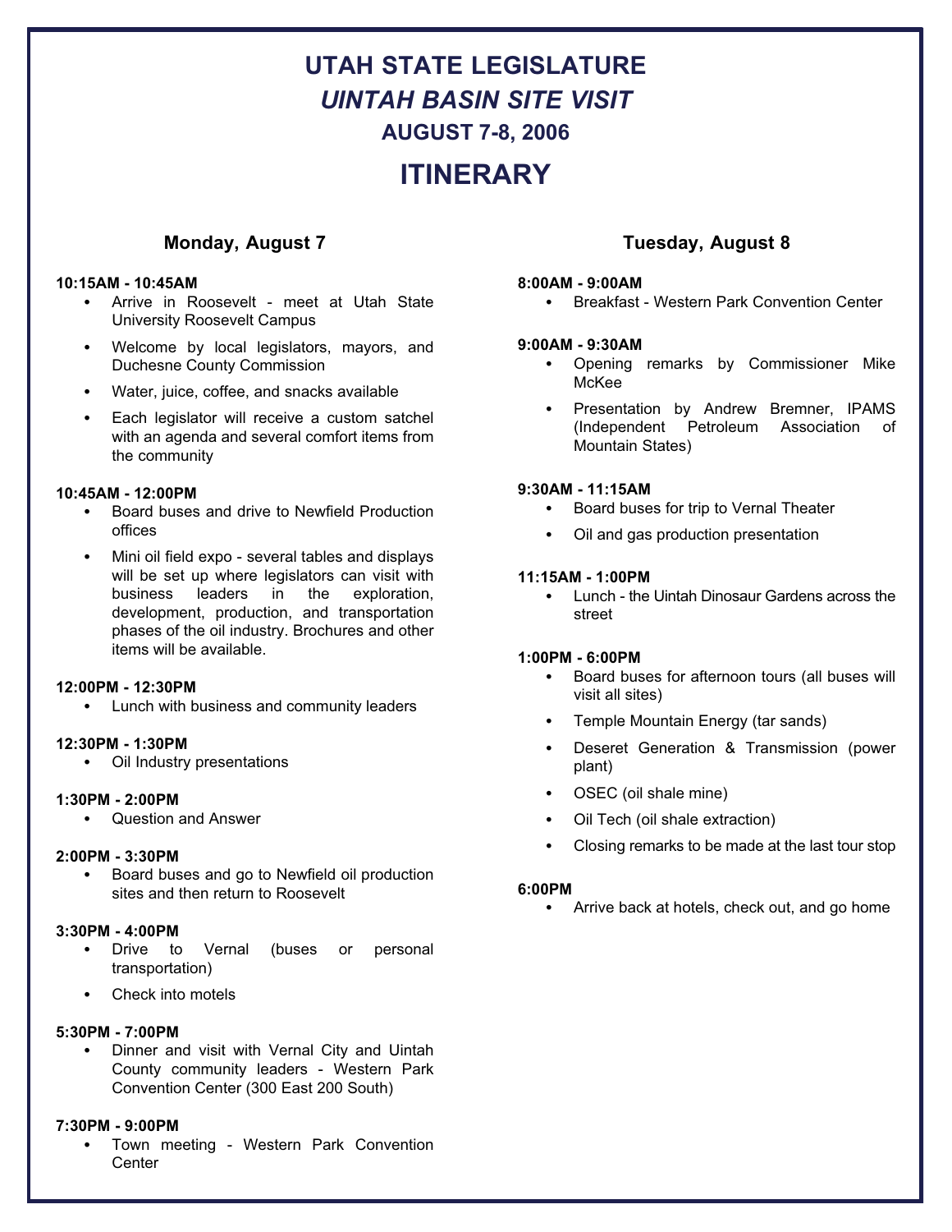# UTAH STATE LEGISLATURE

## *UINTAH BASIN SITE VISIT*

### AUGUST 7-8, 2006

# ITINERARY

## Monday, August 7

**10:15AM - 10:45AM**

- Arrive in Roosevelt - meet at Utah State University Roosevelt Campus
- Welcome by local legislators, mayors, and Duchesne County Commission
- Water, juice, coffee, and snacks available
- Each legislator will receive a custom satchel with an agenda and several comfort items from the community

**10:45AM - 12:00PM**

- Board buses and drive to Newfield Production offices
- Mini oil field expo - several tables and displays will be set up where legislators can visit with business leaders in the exploration, development, production, and transportation phases of the oil industry. Brochures and other items will be available.

**12:00PM - 12:30PM**

- Lunch with business and community leaders

**12:30PM - 1:30PM**

- Oil Industry presentations

**1:30PM - 2:00PM**

- Question and Answer

**2:00PM - 3:30PM**

- Board buses and go to Newfield oil production sites and then return to Roosevelt

**3:30PM - 4:00PM**

- Drive to Vernal (buses or personal transportation)
- Check into motels

**5:30PM - 7:00PM**

- Dinner and visit with Vernal City and Uintah County community leaders - Western Park Convention Center (300 East 200 South)

**7:30PM - 9:00PM**

- Town meeting - Western Park Convention Center

## Tuesday, August 8

**8:00AM - 9:00AM**

- Breakfast - Western Park Convention Center

**9:00AM - 9:30AM**

- Opening remarks by Commissioner Mike McKee
- Presentation by Andrew Bremner, IPAMS (Independent Petroleum Association of Mountain States)

**9:30AM - 11:15AM**

- Board buses for trip to Vernal Theater
- Oil and gas production presentation

**11:15AM - 1:00PM**

- Lunch - the Uintah Dinosaur Gardens across the street

**1:00PM - 6:00PM**

- Board buses for afternoon tours (all buses will visit all sites)
- Temple Mountain Energy (tar sands)
- Deseret Generation & Transmission (power plant)
- OSEC (oil shale mine)
- Oil Tech (oil shale extraction)
- Closing remarks to be made at the last tour stop

**6:00PM**

- Arrive back at hotels, check out, and go home